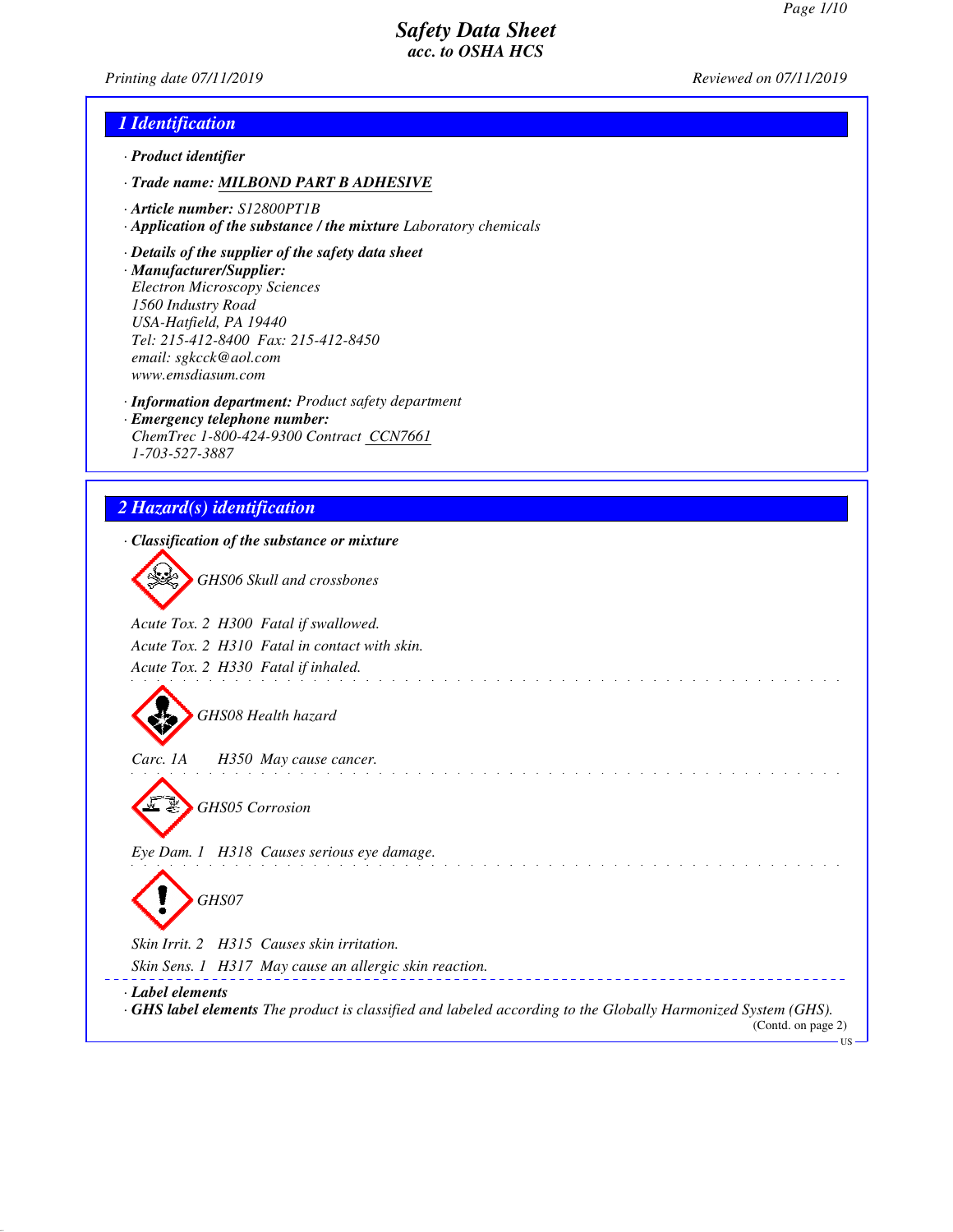# Safety Data Sheet
*acc. to OSHA HCS*

*Printing date 07/11/2019* *Reviewed on 07/11/2019*

## 1 Identification

· **Product identifier**

· **Trade name: MILBOND PART B ADHESIVE**

· **Article number:** S12800PT1B

· **Application of the substance / the mixture** Laboratory chemicals

· **Details of the supplier of the safety data sheet**

· **Manufacturer/Supplier:**
Electron Microscopy Sciences
1560 Industry Road
USA-Hatfield, PA 19440
Tel: 215-412-8400 Fax: 215-412-8450
email: sgkcck@aol.com
www.emsdiasum.com

· **Information department:** Product safety department

· **Emergency telephone number:**
ChemTrec 1-800-424-9300 Contract CCN7661
1-703-527-3887

## 2 Hazard(s) identification

· **Classification of the substance or mixture**

GHS06 Skull and crossbones

Acute Tox. 2 H300 Fatal if swallowed.
Acute Tox. 2 H310 Fatal in contact with skin.
Acute Tox. 2 H330 Fatal if inhaled.

GHS08 Health hazard

Carc. 1A H350 May cause cancer.

GHS05 Corrosion

Eye Dam. 1 H318 Causes serious eye damage.

GHS07

Skin Irrit. 2 H315 Causes skin irritation.
Skin Sens. 1 H317 May cause an allergic skin reaction.

· **Label elements**

· **GHS label elements** The product is classified and labeled according to the Globally Harmonized System (GHS).

(Contd. on page 2)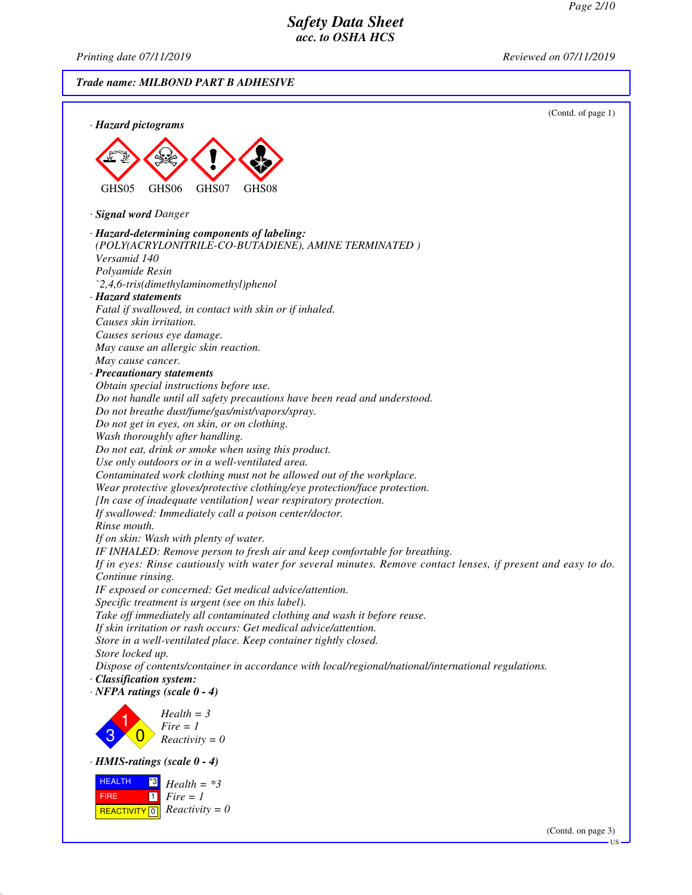# Safety Data Sheet
## acc. to OSHA HCS

Printing date 07/11/2019 Reviewed on 07/11/2019

**Trade name: MILBOND PART B ADHESIVE**

(Contd. of page 1)

· **Hazard pictograms**

GHS05 GHS06 GHS07 GHS08

· **Signal word** *Danger*

· **Hazard-determining components of labeling:**
*(POLY(ACRYLONITRILE-CO-BUTADIENE), AMINE TERMINATED )*
*Versamid 140*
*Polyamide Resin*
*`2,4,6-tris(dimethylaminomethyl)phenol*

· **Hazard statements**
*Fatal if swallowed, in contact with skin or if inhaled.*
*Causes skin irritation.*
*Causes serious eye damage.*
*May cause an allergic skin reaction.*
*May cause cancer.*

· **Precautionary statements**
*Obtain special instructions before use.*
*Do not handle until all safety precautions have been read and understood.*
*Do not breathe dust/fume/gas/mist/vapors/spray.*
*Do not get in eyes, on skin, or on clothing.*
*Wash thoroughly after handling.*
*Do not eat, drink or smoke when using this product.*
*Use only outdoors or in a well-ventilated area.*
*Contaminated work clothing must not be allowed out of the workplace.*
*Wear protective gloves/protective clothing/eye protection/face protection.*
*[In case of inadequate ventilation] wear respiratory protection.*
*If swallowed: Immediately call a poison center/doctor.*
*Rinse mouth.*
*If on skin: Wash with plenty of water.*
*IF INHALED: Remove person to fresh air and keep comfortable for breathing.*
*If in eyes: Rinse cautiously with water for several minutes. Remove contact lenses, if present and easy to do. Continue rinsing.*
*IF exposed or concerned: Get medical advice/attention.*
*Specific treatment is urgent (see on this label).*
*Take off immediately all contaminated clothing and wash it before reuse.*
*If skin irritation or rash occurs: Get medical advice/attention.*
*Store in a well-ventilated place. Keep container tightly closed.*
*Store locked up.*
*Dispose of contents/container in accordance with local/regional/national/international regulations.*

· **Classification system:**

· **NFPA ratings (scale 0 - 4)**

*Health = 3*
*Fire = 1*
*Reactivity = 0*

· **HMIS-ratings (scale 0 - 4)**

| | |
|---|---|
| HEALTH | *3 |
| FIRE | 1 |
| REACTIVITY | 0 |

*Health = *3*
*Fire = 1*
*Reactivity = 0*

(Contd. on page 3)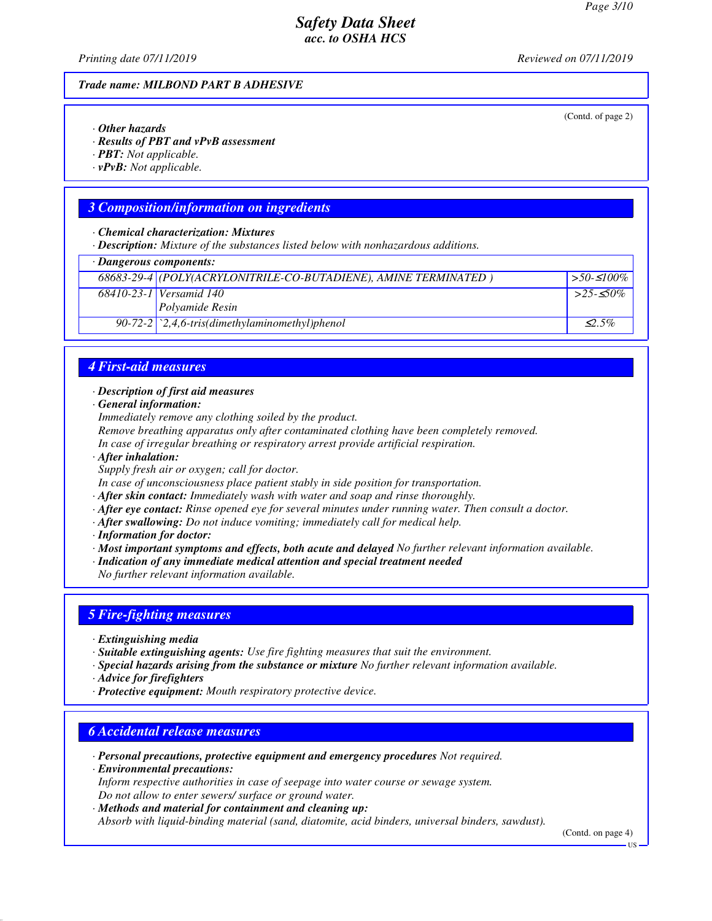(Contd. of page 2)

· **Other hazards**
· **Results of PBT and vPvB assessment**
· **PBT:** Not applicable.
· **vPvB:** Not applicable.

## 3 Composition/information on ingredients

· **Chemical characterization: Mixtures**
· **Description:** Mixture of the substances listed below with nonhazardous additions.

| · Dangerous components: | | |
|---|---|---|
| 68683-29-4 | (POLY(ACRYLONITRILE-CO-BUTADIENE), AMINE TERMINATED ) | >50-≤100% |
| 68410-23-1 | Versamid 140 Polyamide Resin | >25-≤50% |
| 90-72-2 | `2,4,6-tris(dimethylaminomethyl)phenol | ≤2.5% |

## 4 First-aid measures

· **Description of first aid measures**
· **General information:**
Immediately remove any clothing soiled by the product.
Remove breathing apparatus only after contaminated clothing have been completely removed.
In case of irregular breathing or respiratory arrest provide artificial respiration.
· **After inhalation:**
Supply fresh air or oxygen; call for doctor.
In case of unconsciousness place patient stably in side position for transportation.
· **After skin contact:** Immediately wash with water and soap and rinse thoroughly.
· **After eye contact:** Rinse opened eye for several minutes under running water. Then consult a doctor.
· **After swallowing:** Do not induce vomiting; immediately call for medical help.
· **Information for doctor:**
· **Most important symptoms and effects, both acute and delayed** No further relevant information available.
· **Indication of any immediate medical attention and special treatment needed**
No further relevant information available.

## 5 Fire-fighting measures

· **Extinguishing media**
· **Suitable extinguishing agents:** Use fire fighting measures that suit the environment.
· **Special hazards arising from the substance or mixture** No further relevant information available.
· **Advice for firefighters**
· **Protective equipment:** Mouth respiratory protective device.

## 6 Accidental release measures

· **Personal precautions, protective equipment and emergency procedures** Not required.
· **Environmental precautions:**
Inform respective authorities in case of seepage into water course or sewage system.
Do not allow to enter sewers/ surface or ground water.
· **Methods and material for containment and cleaning up:**
Absorb with liquid-binding material (sand, diatomite, acid binders, universal binders, sawdust).

(Contd. on page 4)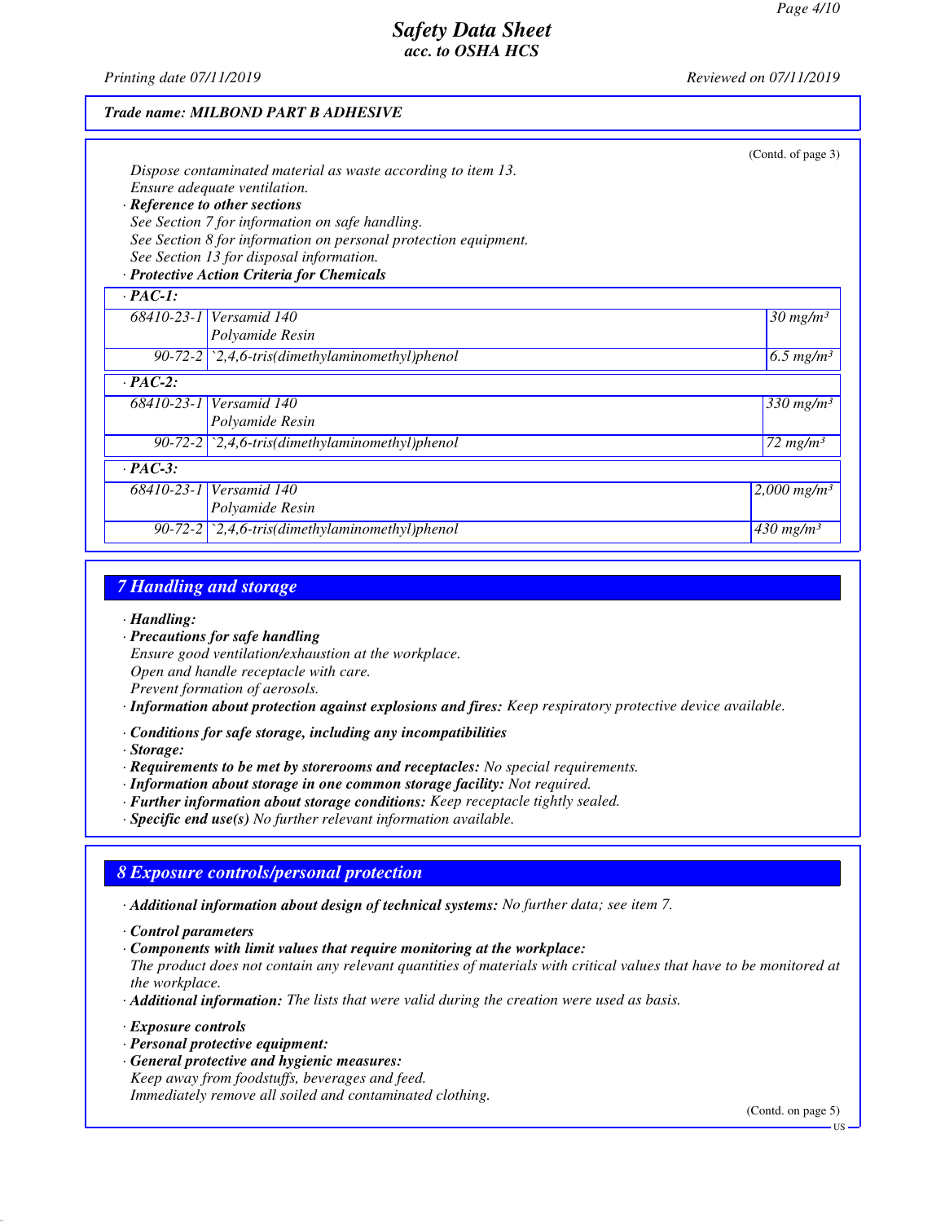*Trade name: MILBOND PART B ADHESIVE*

(Contd. of page 3)

Dispose contaminated material as waste according to item 13.
Ensure adequate ventilation.

· **Reference to other sections**
See Section 7 for information on safe handling.
See Section 8 for information on personal protection equipment.
See Section 13 for disposal information.

· **Protective Action Criteria for Chemicals**

| · **PAC-1:** | | |
|---|---|---|
| 68410-23-1 | Versamid 140 Polyamide Resin | 30 mg/m³ |
| 90-72-2 | `2,4,6-tris(dimethylaminomethyl)phenol | 6.5 mg/m³ |
| · **PAC-2:** | | |
| 68410-23-1 | Versamid 140 Polyamide Resin | 330 mg/m³ |
| 90-72-2 | `2,4,6-tris(dimethylaminomethyl)phenol | 72 mg/m³ |
| · **PAC-3:** | | |
| 68410-23-1 | Versamid 140 Polyamide Resin | 2,000 mg/m³ |
| 90-72-2 | `2,4,6-tris(dimethylaminomethyl)phenol | 430 mg/m³ |

## 7 Handling and storage

· **Handling:**
· **Precautions for safe handling**
Ensure good ventilation/exhaustion at the workplace.
Open and handle receptacle with care.
Prevent formation of aerosols.
· **Information about protection against explosions and fires:** Keep respiratory protective device available.

· **Conditions for safe storage, including any incompatibilities**
· **Storage:**
· **Requirements to be met by storerooms and receptacles:** No special requirements.
· **Information about storage in one common storage facility:** Not required.
· **Further information about storage conditions:** Keep receptacle tightly sealed.
· **Specific end use(s)** No further relevant information available.

## 8 Exposure controls/personal protection

· **Additional information about design of technical systems:** No further data; see item 7.

· **Control parameters**
· **Components with limit values that require monitoring at the workplace:**
The product does not contain any relevant quantities of materials with critical values that have to be monitored at the workplace.
· **Additional information:** The lists that were valid during the creation were used as basis.

· **Exposure controls**
· **Personal protective equipment:**
· **General protective and hygienic measures:**
Keep away from foodstuffs, beverages and feed.
Immediately remove all soiled and contaminated clothing.

(Contd. on page 5)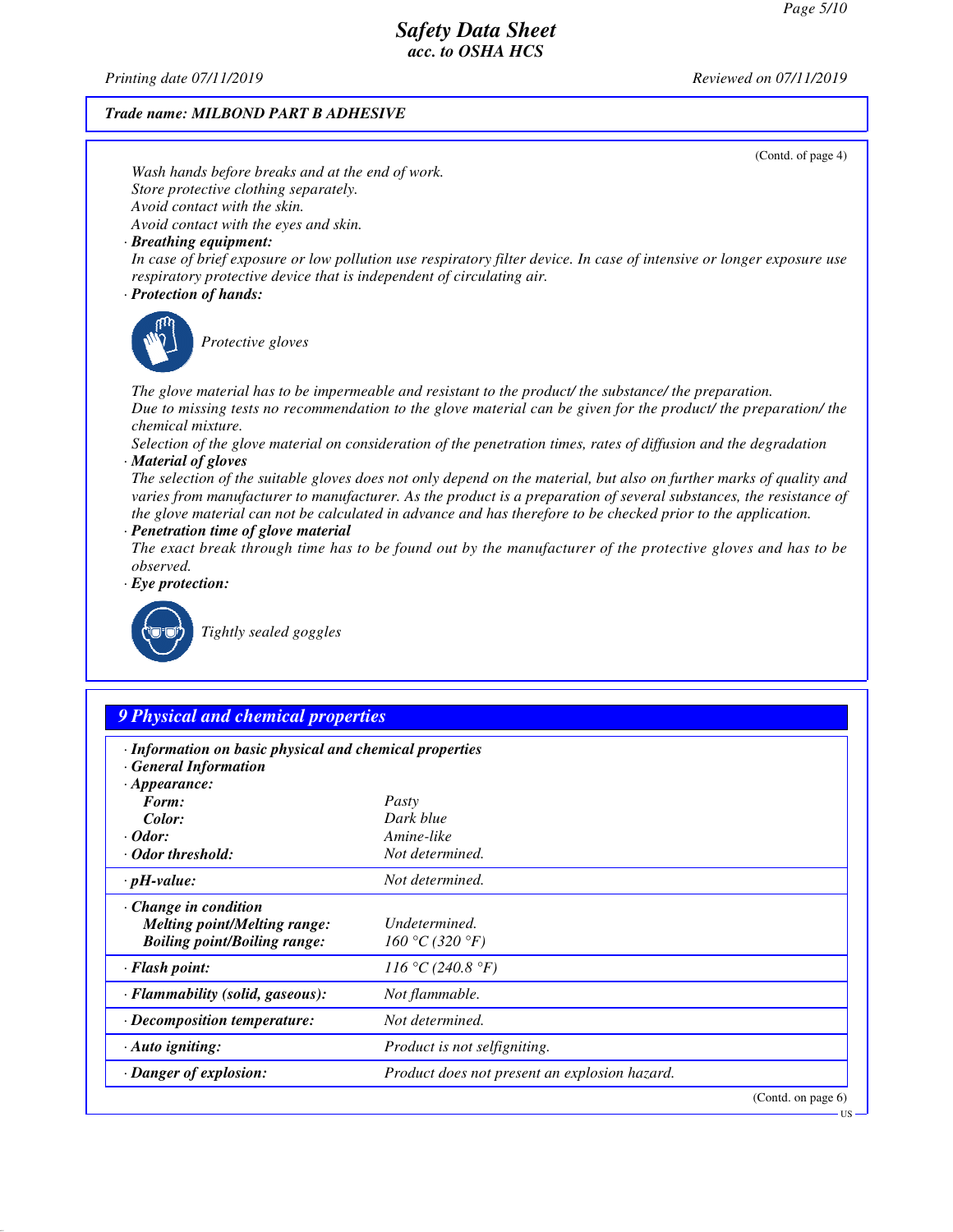*Trade name: MILBOND PART B ADHESIVE*

(Contd. of page 4)

Wash hands before breaks and at the end of work.
Store protective clothing separately.
Avoid contact with the skin.
Avoid contact with the eyes and skin.

· **Breathing equipment:**
In case of brief exposure or low pollution use respiratory filter device. In case of intensive or longer exposure use respiratory protective device that is independent of circulating air.

· **Protection of hands:**

Protective gloves

The glove material has to be impermeable and resistant to the product/ the substance/ the preparation.
Due to missing tests no recommendation to the glove material can be given for the product/ the preparation/ the chemical mixture.
Selection of the glove material on consideration of the penetration times, rates of diffusion and the degradation

· **Material of gloves**
The selection of the suitable gloves does not only depend on the material, but also on further marks of quality and varies from manufacturer to manufacturer. As the product is a preparation of several substances, the resistance of the glove material can not be calculated in advance and has therefore to be checked prior to the application.

· **Penetration time of glove material**
The exact break through time has to be found out by the manufacturer of the protective gloves and has to be observed.

· **Eye protection:**

Tightly sealed goggles

## 9 Physical and chemical properties

| · **Information on basic physical and chemical properties** | |
|---|---|
| · **General Information** | |
| · **Appearance:** | |
| **Form:** | Pasty |
| **Color:** | Dark blue |
| · **Odor:** | Amine-like |
| · **Odor threshold:** | Not determined. |
| · **pH-value:** | Not determined. |
| · **Change in condition** | |
| **Melting point/Melting range:** | Undetermined. |
| **Boiling point/Boiling range:** | 160 °C (320 °F) |
| · **Flash point:** | 116 °C (240.8 °F) |
| · **Flammability (solid, gaseous):** | Not flammable. |
| · **Decomposition temperature:** | Not determined. |
| · **Auto igniting:** | Product is not selfigniting. |
| · **Danger of explosion:** | Product does not present an explosion hazard. |

(Contd. on page 6)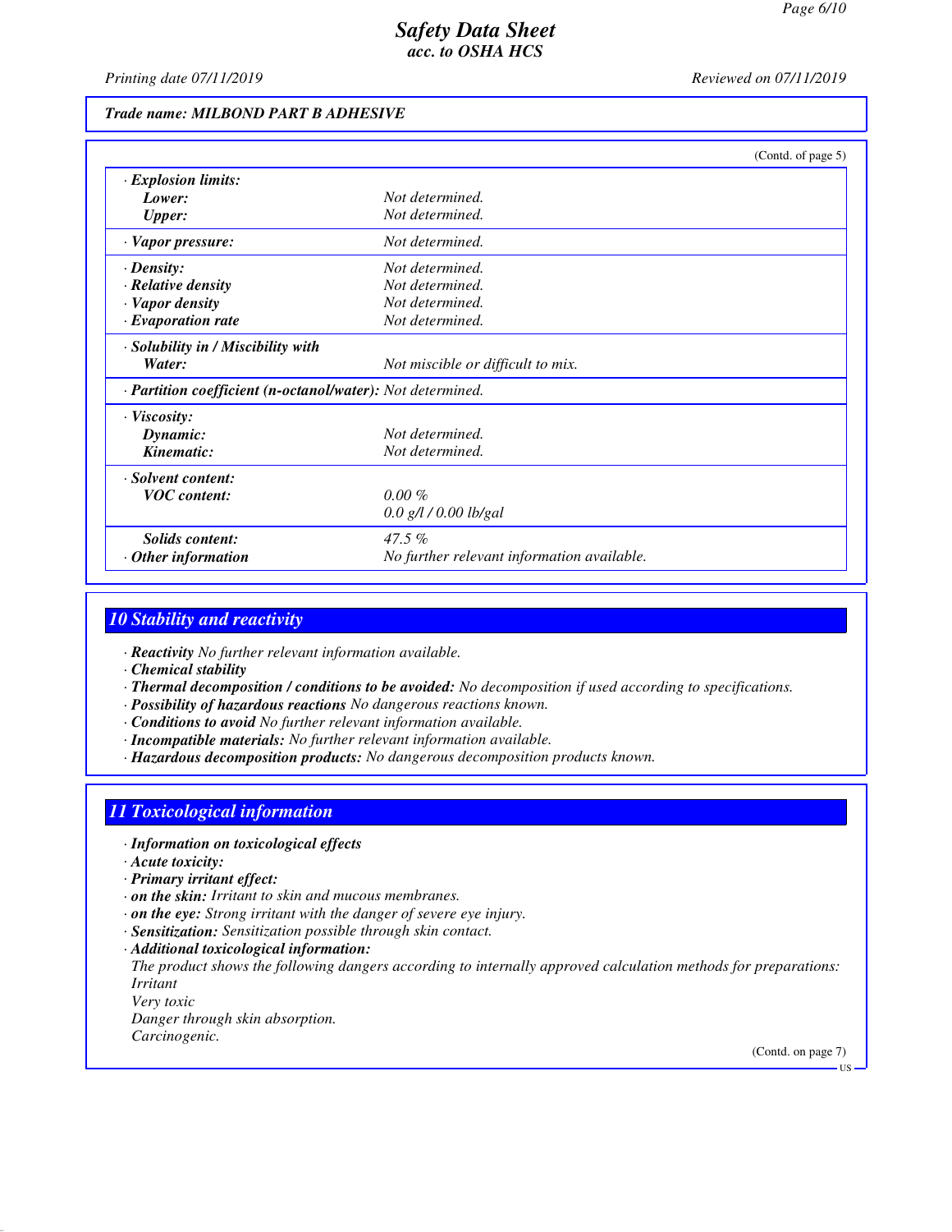Trade name: MILBOND PART B ADHESIVE

(Contd. of page 5)

| | |
|---|---|
| · **Explosion limits:** | |
| **Lower:** | Not determined. |
| **Upper:** | Not determined. |
| · **Vapor pressure:** | Not determined. |
| · **Density:** | Not determined. |
| · **Relative density** | Not determined. |
| · **Vapor density** | Not determined. |
| · **Evaporation rate** | Not determined. |
| · **Solubility in / Miscibility with** | |
| **Water:** | Not miscible or difficult to mix. |
| · **Partition coefficient (n-octanol/water):** | Not determined. |
| · **Viscosity:** | |
| **Dynamic:** | Not determined. |
| **Kinematic:** | Not determined. |
| · **Solvent content:** | |
| **VOC content:** | 0.00 % |
| | 0.0 g/l / 0.00 lb/gal |
| **Solids content:** | 47.5 % |
| · **Other information** | No further relevant information available. |

## 10 Stability and reactivity

· **Reactivity** No further relevant information available.
· **Chemical stability**
· **Thermal decomposition / conditions to be avoided:** No decomposition if used according to specifications.
· **Possibility of hazardous reactions** No dangerous reactions known.
· **Conditions to avoid** No further relevant information available.
· **Incompatible materials:** No further relevant information available.
· **Hazardous decomposition products:** No dangerous decomposition products known.

## 11 Toxicological information

· **Information on toxicological effects**
· **Acute toxicity:**
· **Primary irritant effect:**
· **on the skin:** Irritant to skin and mucous membranes.
· **on the eye:** Strong irritant with the danger of severe eye injury.
· **Sensitization:** Sensitization possible through skin contact.
· **Additional toxicological information:**
The product shows the following dangers according to internally approved calculation methods for preparations:
Irritant
Very toxic
Danger through skin absorption.
Carcinogenic.

(Contd. on page 7)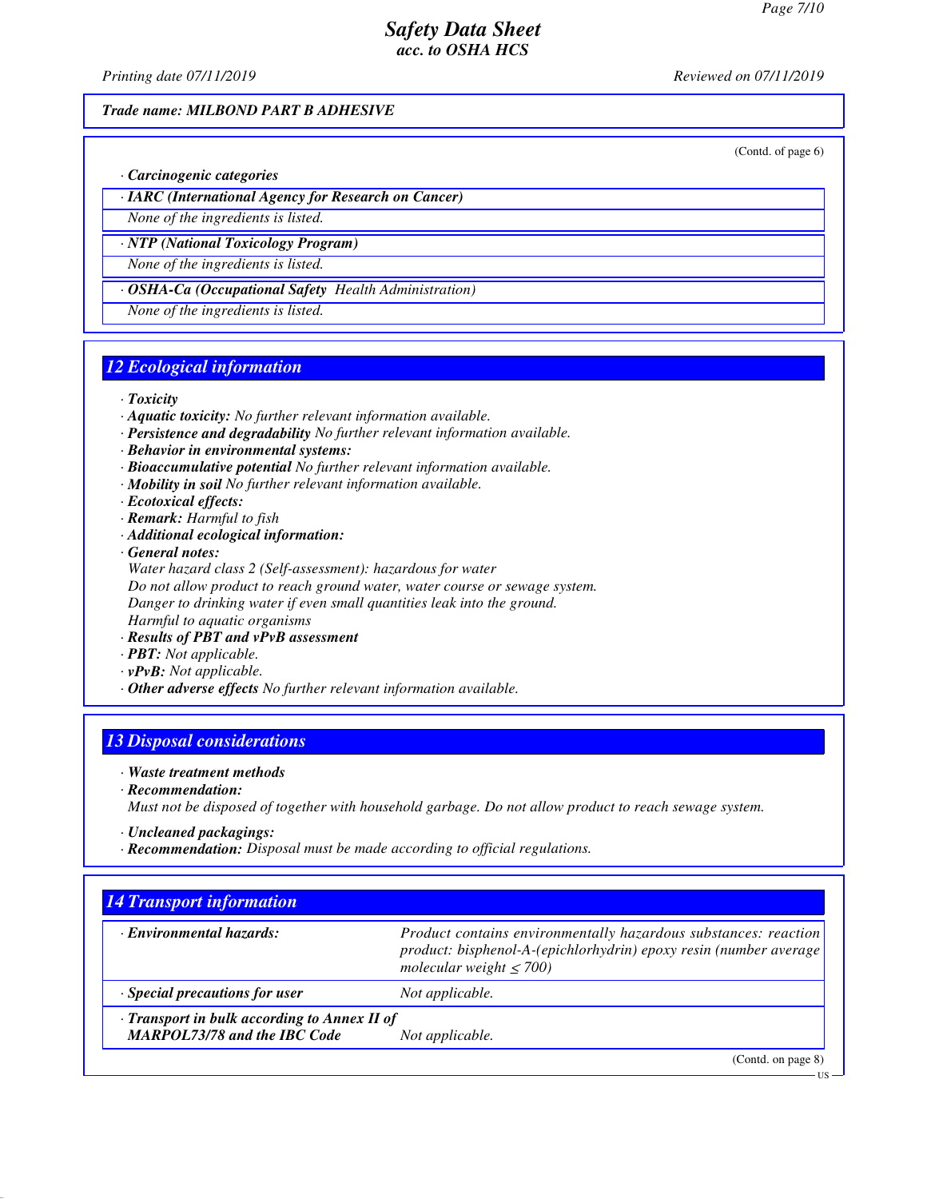Trade name: MILBOND PART B ADHESIVE

(Contd. of page 6)

· **Carcinogenic categories**

| · IARC (International Agency for Research on Cancer) |
|---|
| None of the ingredients is listed. |

| · NTP (National Toxicology Program) |
|---|
| None of the ingredients is listed. |

| · OSHA-Ca (Occupational Safety Health Administration) |
|---|
| None of the ingredients is listed. |

## 12 Ecological information

· **Toxicity**
· **Aquatic toxicity:** No further relevant information available.
· **Persistence and degradability** No further relevant information available.
· **Behavior in environmental systems:**
· **Bioaccumulative potential** No further relevant information available.
· **Mobility in soil** No further relevant information available.
· **Ecotoxical effects:**
· **Remark:** Harmful to fish
· **Additional ecological information:**
· **General notes:**
Water hazard class 2 (Self-assessment): hazardous for water
Do not allow product to reach ground water, water course or sewage system.
Danger to drinking water if even small quantities leak into the ground.
Harmful to aquatic organisms
· **Results of PBT and vPvB assessment**
· **PBT:** Not applicable.
· **vPvB:** Not applicable.
· **Other adverse effects** No further relevant information available.

## 13 Disposal considerations

· **Waste treatment methods**
· **Recommendation:**
Must not be disposed of together with household garbage. Do not allow product to reach sewage system.

· **Uncleaned packagings:**
· **Recommendation:** Disposal must be made according to official regulations.

## 14 Transport information

| | |
|---|---|
| · Environmental hazards: | Product contains environmentally hazardous substances: reaction product: bisphenol-A-(epichlorhydrin) epoxy resin (number average molecular weight ≤ 700) |
| · Special precautions for user | Not applicable. |
| · Transport in bulk according to Annex II of MARPOL73/78 and the IBC Code | Not applicable. |

(Contd. on page 8)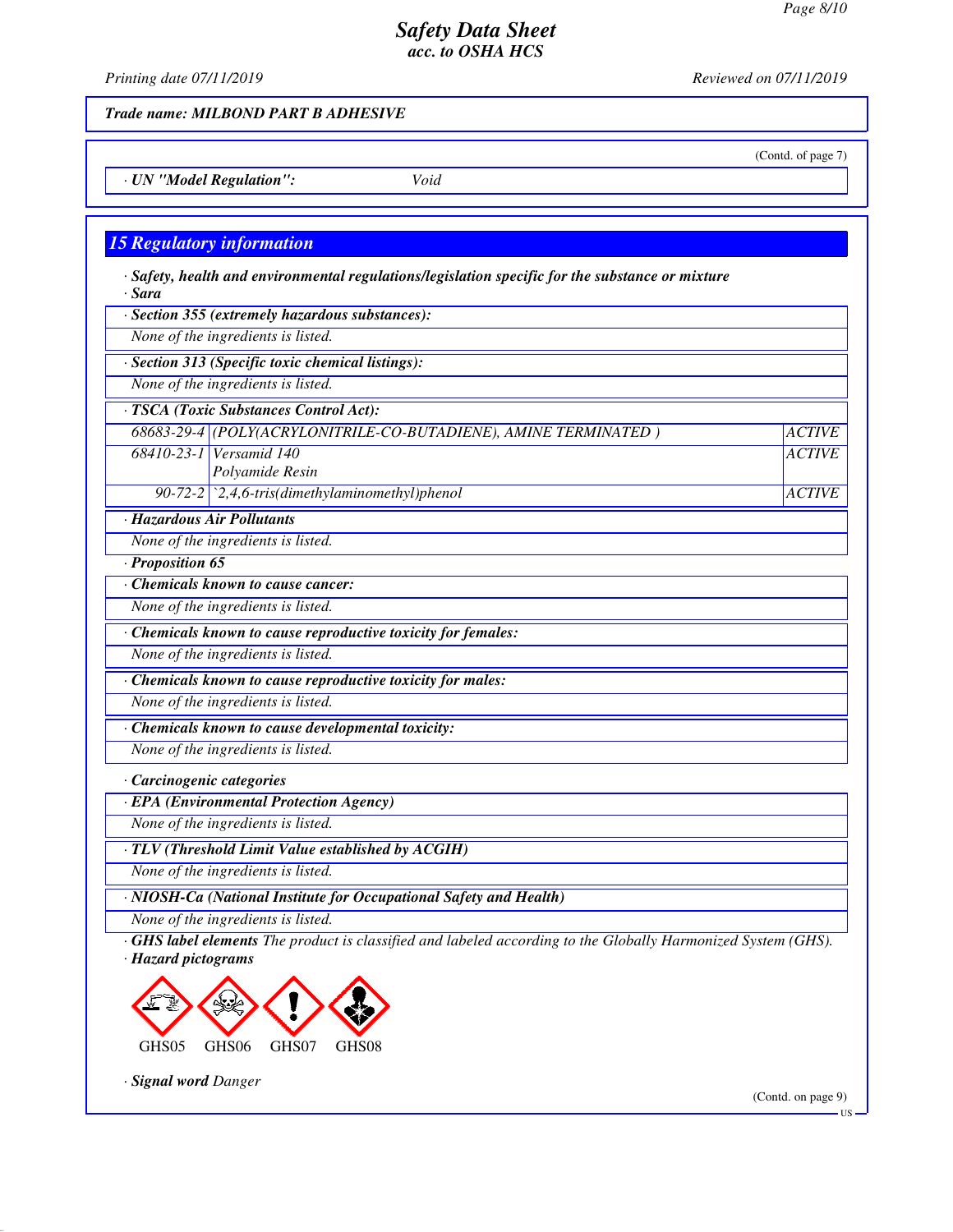Trade name: MILBOND PART B ADHESIVE

(Contd. of page 7)

· **UN "Model Regulation":** Void

## 15 Regulatory information

· **Safety, health and environmental regulations/legislation specific for the substance or mixture**
· **Sara**

· **Section 355 (extremely hazardous substances):**
None of the ingredients is listed.

· **Section 313 (Specific toxic chemical listings):**
None of the ingredients is listed.

· **TSCA (Toxic Substances Control Act):**

| | | |
|---|---|---|
| 68683-29-4 | (POLY(ACRYLONITRILE-CO-BUTADIENE), AMINE TERMINATED ) | ACTIVE |
| 68410-23-1 | Versamid 140 Polyamide Resin | ACTIVE |
| 90-72-2 | `2,4,6-tris(dimethylaminomethyl)phenol | ACTIVE |

· **Hazardous Air Pollutants**
None of the ingredients is listed.

· **Proposition 65**

· **Chemicals known to cause cancer:**
None of the ingredients is listed.

· **Chemicals known to cause reproductive toxicity for females:**
None of the ingredients is listed.

· **Chemicals known to cause reproductive toxicity for males:**
None of the ingredients is listed.

· **Chemicals known to cause developmental toxicity:**
None of the ingredients is listed.

· **Carcinogenic categories**

· **EPA (Environmental Protection Agency)**
None of the ingredients is listed.

· **TLV (Threshold Limit Value established by ACGIH)**
None of the ingredients is listed.

· **NIOSH-Ca (National Institute for Occupational Safety and Health)**
None of the ingredients is listed.

· **GHS label elements** The product is classified and labeled according to the Globally Harmonized System (GHS).
· **Hazard pictograms**

GHS05 GHS06 GHS07 GHS08

· **Signal word** Danger

(Contd. on page 9)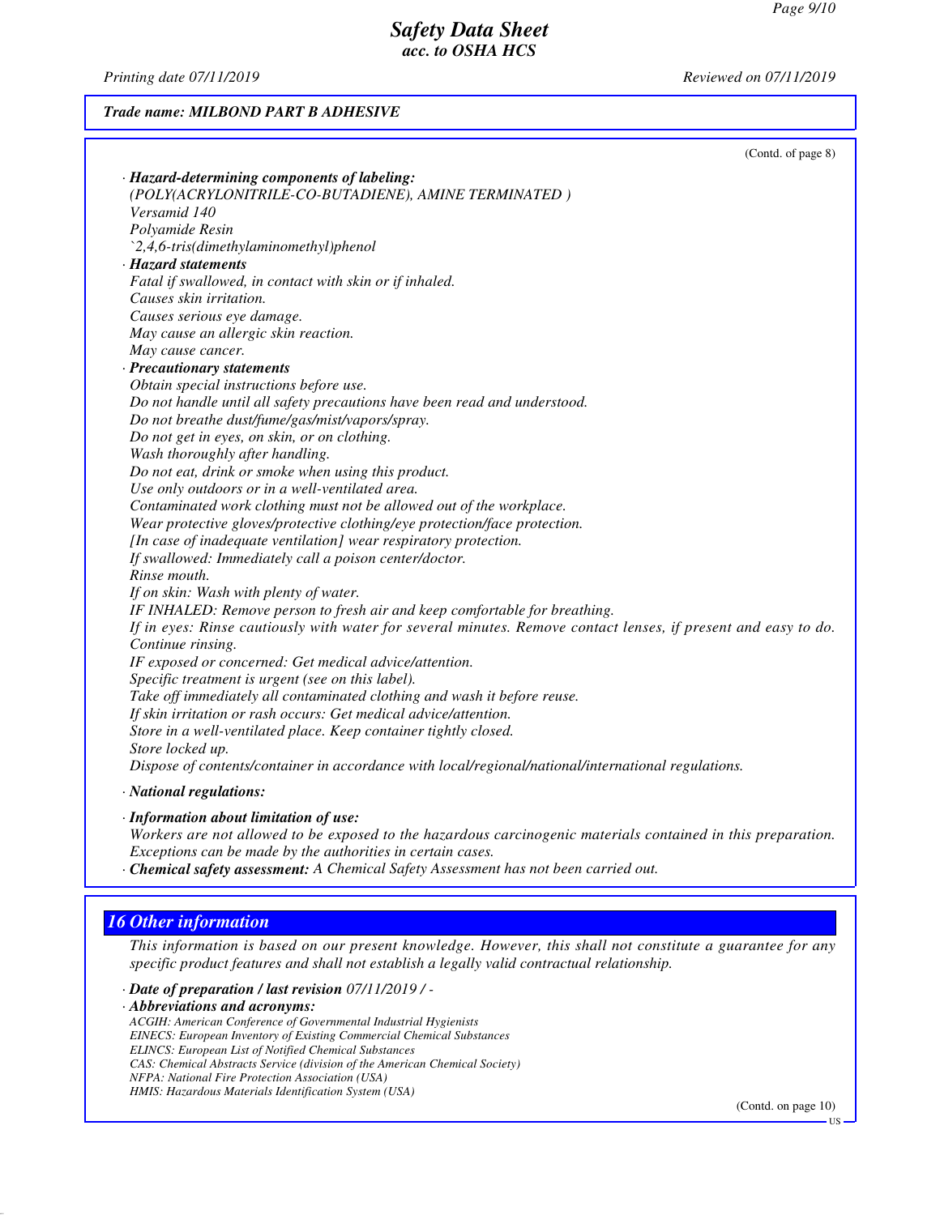Trade name: MILBOND PART B ADHESIVE

(Contd. of page 8)

· **Hazard-determining components of labeling:**
(POLY(ACRYLONITRILE-CO-BUTADIENE), AMINE TERMINATED )
Versamid 140
Polyamide Resin
`2,4,6-tris(dimethylaminomethyl)phenol

· **Hazard statements**
Fatal if swallowed, in contact with skin or if inhaled.
Causes skin irritation.
Causes serious eye damage.
May cause an allergic skin reaction.
May cause cancer.

· **Precautionary statements**
Obtain special instructions before use.
Do not handle until all safety precautions have been read and understood.
Do not breathe dust/fume/gas/mist/vapors/spray.
Do not get in eyes, on skin, or on clothing.
Wash thoroughly after handling.
Do not eat, drink or smoke when using this product.
Use only outdoors or in a well-ventilated area.
Contaminated work clothing must not be allowed out of the workplace.
Wear protective gloves/protective clothing/eye protection/face protection.
[In case of inadequate ventilation] wear respiratory protection.
If swallowed: Immediately call a poison center/doctor.
Rinse mouth.
If on skin: Wash with plenty of water.
IF INHALED: Remove person to fresh air and keep comfortable for breathing.
If in eyes: Rinse cautiously with water for several minutes. Remove contact lenses, if present and easy to do. Continue rinsing.
IF exposed or concerned: Get medical advice/attention.
Specific treatment is urgent (see on this label).
Take off immediately all contaminated clothing and wash it before reuse.
If skin irritation or rash occurs: Get medical advice/attention.
Store in a well-ventilated place. Keep container tightly closed.
Store locked up.
Dispose of contents/container in accordance with local/regional/national/international regulations.

· **National regulations:**

· **Information about limitation of use:**
Workers are not allowed to be exposed to the hazardous carcinogenic materials contained in this preparation. Exceptions can be made by the authorities in certain cases.

· **Chemical safety assessment:** A Chemical Safety Assessment has not been carried out.

## 16 Other information

This information is based on our present knowledge. However, this shall not constitute a guarantee for any specific product features and shall not establish a legally valid contractual relationship.

· **Date of preparation / last revision** 07/11/2019 / -

· **Abbreviations and acronyms:**
ACGIH: American Conference of Governmental Industrial Hygienists
EINECS: European Inventory of Existing Commercial Chemical Substances
ELINCS: European List of Notified Chemical Substances
CAS: Chemical Abstracts Service (division of the American Chemical Society)
NFPA: National Fire Protection Association (USA)
HMIS: Hazardous Materials Identification System (USA)

(Contd. on page 10)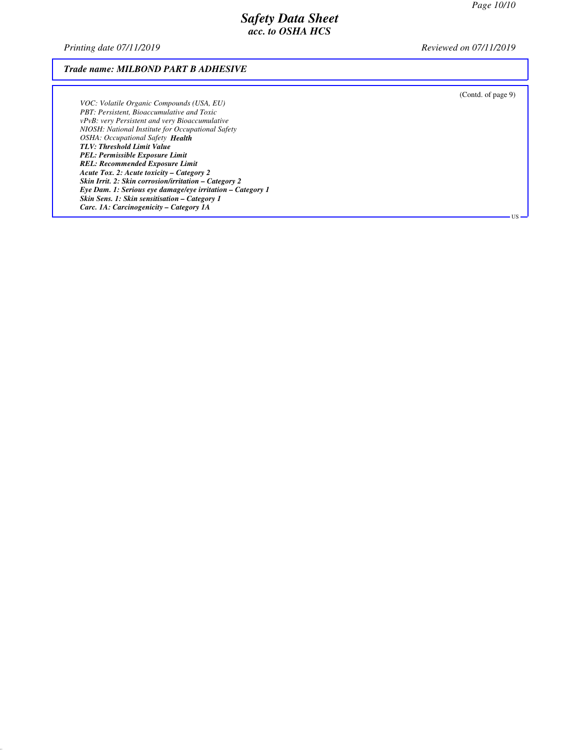**Trade name: MILBOND PART B ADHESIVE**

(Contd. of page 9)

*VOC: Volatile Organic Compounds (USA, EU)*
*PBT: Persistent, Bioaccumulative and Toxic*
*vPvB: very Persistent and very Bioaccumulative*
*NIOSH: National Institute for Occupational Safety*
*OSHA: Occupational Safety* ***Health***
***TLV: Threshold Limit Value***
***PEL: Permissible Exposure Limit***
***REL: Recommended Exposure Limit***
***Acute Tox. 2: Acute toxicity – Category 2***
***Skin Irrit. 2: Skin corrosion/irritation – Category 2***
***Eye Dam. 1: Serious eye damage/eye irritation – Category 1***
***Skin Sens. 1: Skin sensitisation – Category 1***
***Carc. 1A: Carcinogenicity – Category 1A***

US